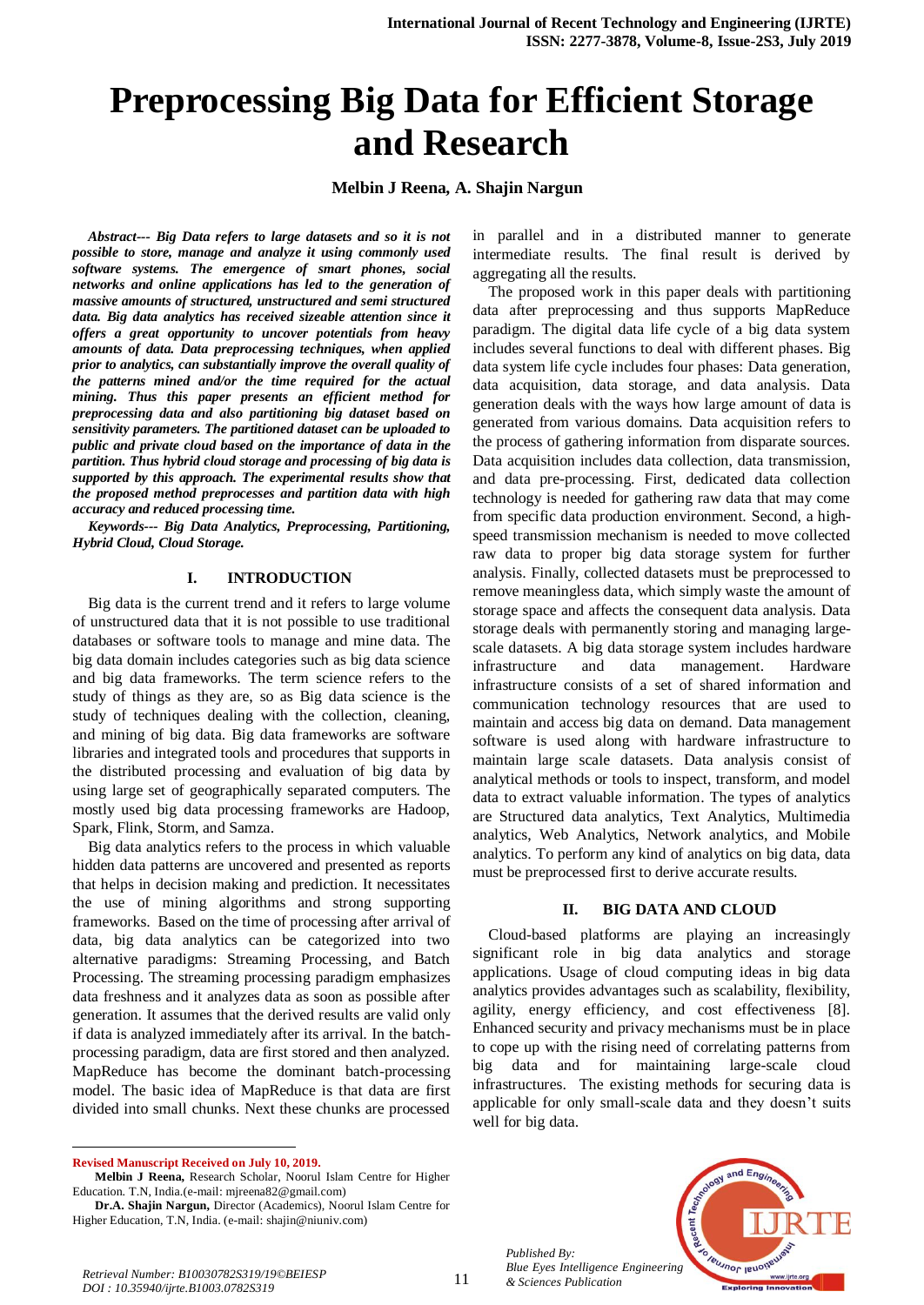# Preprocessing Big Data for Efficient Storage and Research

**Melbin J Reena, A. Shajin Nargun**

***Abstract--- Big Data refers to large datasets and so it is not possible to store, manage and analyze it using commonly used software systems. The emergence of smart phones, social networks and online applications has led to the generation of massive amounts of structured, unstructured and semi structured data. Big data analytics has received sizeable attention since it offers a great opportunity to uncover potentials from heavy amounts of data. Data preprocessing techniques, when applied prior to analytics, can substantially improve the overall quality of the patterns mined and/or the time required for the actual mining. Thus this paper presents an efficient method for preprocessing data and also partitioning big dataset based on sensitivity parameters. The partitioned dataset can be uploaded to public and private cloud based on the importance of data in the partition. Thus hybrid cloud storage and processing of big data is supported by this approach. The experimental results show that the proposed method preprocesses and partition data with high accuracy and reduced processing time.***

***Keywords--- Big Data Analytics, Preprocessing, Partitioning, Hybrid Cloud, Cloud Storage.***

## I. INTRODUCTION

Big data is the current trend and it refers to large volume of unstructured data that it is not possible to use traditional databases or software tools to manage and mine data. The big data domain includes categories such as big data science and big data frameworks. The term science refers to the study of things as they are, so as Big data science is the study of techniques dealing with the collection, cleaning, and mining of big data. Big data frameworks are software libraries and integrated tools and procedures that supports in the distributed processing and evaluation of big data by using large set of geographically separated computers. The mostly used big data processing frameworks are Hadoop, Spark, Flink, Storm, and Samza.

Big data analytics refers to the process in which valuable hidden data patterns are uncovered and presented as reports that helps in decision making and prediction. It necessitates the use of mining algorithms and strong supporting frameworks. Based on the time of processing after arrival of data, big data analytics can be categorized into two alternative paradigms: Streaming Processing, and Batch Processing. The streaming processing paradigm emphasizes data freshness and it analyzes data as soon as possible after generation. It assumes that the derived results are valid only if data is analyzed immediately after its arrival. In the batch-processing paradigm, data are first stored and then analyzed. MapReduce has become the dominant batch-processing model. The basic idea of MapReduce is that data are first divided into small chunks. Next these chunks are processed in parallel and in a distributed manner to generate intermediate results. The final result is derived by aggregating all the results.

The proposed work in this paper deals with partitioning data after preprocessing and thus supports MapReduce paradigm. The digital data life cycle of a big data system includes several functions to deal with different phases. Big data system life cycle includes four phases: Data generation, data acquisition, data storage, and data analysis. Data generation deals with the ways how large amount of data is generated from various domains. Data acquisition refers to the process of gathering information from disparate sources. Data acquisition includes data collection, data transmission, and data pre-processing. First, dedicated data collection technology is needed for gathering raw data that may come from specific data production environment. Second, a high-speed transmission mechanism is needed to move collected raw data to proper big data storage system for further analysis. Finally, collected datasets must be preprocessed to remove meaningless data, which simply waste the amount of storage space and affects the consequent data analysis. Data storage deals with permanently storing and managing large-scale datasets. A big data storage system includes hardware infrastructure and data management. Hardware infrastructure consists of a set of shared information and communication technology resources that are used to maintain and access big data on demand. Data management software is used along with hardware infrastructure to maintain large scale datasets. Data analysis consist of analytical methods or tools to inspect, transform, and model data to extract valuable information. The types of analytics are Structured data analytics, Text Analytics, Multimedia analytics, Web Analytics, Network analytics, and Mobile analytics. To perform any kind of analytics on big data, data must be preprocessed first to derive accurate results.

## II. BIG DATA AND CLOUD

Cloud-based platforms are playing an increasingly significant role in big data analytics and storage applications. Usage of cloud computing ideas in big data analytics provides advantages such as scalability, flexibility, agility, energy efficiency, and cost effectiveness [8]. Enhanced security and privacy mechanisms must be in place to cope up with the rising need of correlating patterns from big data and for maintaining large-scale cloud infrastructures. The existing methods for securing data is applicable for only small-scale data and they doesn't suits well for big data.

---

**Revised Manuscript Received on July 10, 2019.**

**Melbin J Reena,** Research Scholar, Noorul Islam Centre for Higher Education. T.N, India.(e-mail: mjreena82@gmail.com)

**Dr.A. Shajin Nargun,** Director (Academics), Noorul Islam Centre for Higher Education, T.N, India. (e-mail: shajin@niuniv.com)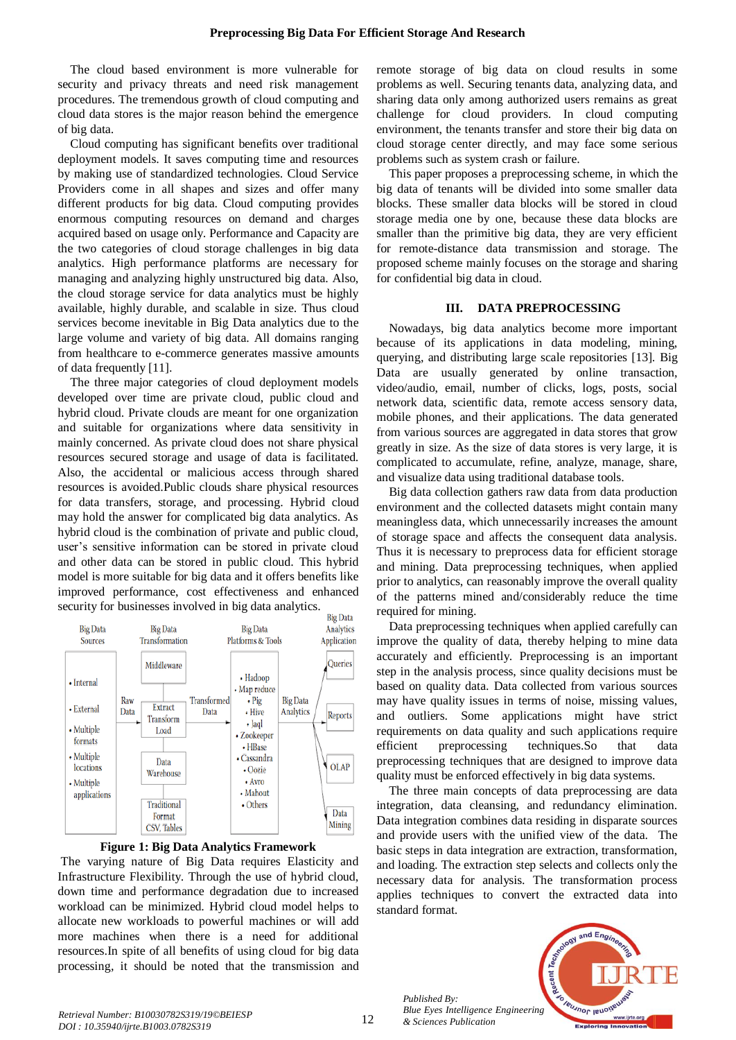The cloud based environment is more vulnerable for security and privacy threats and need risk management procedures. The tremendous growth of cloud computing and cloud data stores is the major reason behind the emergence of big data.

Cloud computing has significant benefits over traditional deployment models. It saves computing time and resources by making use of standardized technologies. Cloud Service Providers come in all shapes and sizes and offer many different products for big data. Cloud computing provides enormous computing resources on demand and charges acquired based on usage only. Performance and Capacity are the two categories of cloud storage challenges in big data analytics. High performance platforms are necessary for managing and analyzing highly unstructured big data. Also, the cloud storage service for data analytics must be highly available, highly durable, and scalable in size. Thus cloud services become inevitable in Big Data analytics due to the large volume and variety of big data. All domains ranging from healthcare to e-commerce generates massive amounts of data frequently [11].

The three major categories of cloud deployment models developed over time are private cloud, public cloud and hybrid cloud. Private clouds are meant for one organization and suitable for organizations where data sensitivity in mainly concerned. As private cloud does not share physical resources secured storage and usage of data is facilitated. Also, the accidental or malicious access through shared resources is avoided.Public clouds share physical resources for data transfers, storage, and processing. Hybrid cloud may hold the answer for complicated big data analytics. As hybrid cloud is the combination of private and public cloud, user's sensitive information can be stored in private cloud and other data can be stored in public cloud. This hybrid model is more suitable for big data and it offers benefits like improved performance, cost effectiveness and enhanced security for businesses involved in big data analytics.

| Big Data Sources | | Big Data Transformation | | Big Data Platforms & Tools | | Big Data Analytics Application |
|---|---|---|---|---|---|---|
| • Internal<br>• External<br>• Multiple formats<br>• Multiple locations<br>• Multiple applications | Raw Data | Middleware<br>Extract Transform Load<br>Data Warehouse<br>Traditional Format CSV, Tables | Transformed Data | • Hadoop<br>• Map reduce<br>• Pig<br>• Hive<br>• Jaql<br>• Zookeeper<br>• HBase<br>• Cassandra<br>• Oozie<br>• Avro<br>• Mahout<br>• Others | Big Data Analytics | Queries<br>Reports<br>OLAP<br>Data Mining |

**Figure 1: Big Data Analytics Framework**

The varying nature of Big Data requires Elasticity and Infrastructure Flexibility. Through the use of hybrid cloud, down time and performance degradation due to increased workload can be minimized. Hybrid cloud model helps to allocate new workloads to powerful machines or will add more machines when there is a need for additional resources.In spite of all benefits of using cloud for big data processing, it should be noted that the transmission and remote storage of big data on cloud results in some problems as well. Securing tenants data, analyzing data, and sharing data only among authorized users remains as great challenge for cloud providers. In cloud computing environment, the tenants transfer and store their big data on cloud storage center directly, and may face some serious problems such as system crash or failure.

This paper proposes a preprocessing scheme, in which the big data of tenants will be divided into some smaller data blocks. These smaller data blocks will be stored in cloud storage media one by one, because these data blocks are smaller than the primitive big data, they are very efficient for remote-distance data transmission and storage. The proposed scheme mainly focuses on the storage and sharing for confidential big data in cloud.

## III. DATA PREPROCESSING

Nowadays, big data analytics become more important because of its applications in data modeling, mining, querying, and distributing large scale repositories [13]. Big Data are usually generated by online transaction, video/audio, email, number of clicks, logs, posts, social network data, scientific data, remote access sensory data, mobile phones, and their applications. The data generated from various sources are aggregated in data stores that grow greatly in size. As the size of data stores is very large, it is complicated to accumulate, refine, analyze, manage, share, and visualize data using traditional database tools.

Big data collection gathers raw data from data production environment and the collected datasets might contain many meaningless data, which unnecessarily increases the amount of storage space and affects the consequent data analysis. Thus it is necessary to preprocess data for efficient storage and mining. Data preprocessing techniques, when applied prior to analytics, can reasonably improve the overall quality of the patterns mined and/considerably reduce the time required for mining.

Data preprocessing techniques when applied carefully can improve the quality of data, thereby helping to mine data accurately and efficiently. Preprocessing is an important step in the analysis process, since quality decisions must be based on quality data. Data collected from various sources may have quality issues in terms of noise, missing values, and outliers. Some applications might have strict requirements on data quality and such applications require efficient preprocessing techniques.So that data preprocessing techniques that are designed to improve data quality must be enforced effectively in big data systems.

The three main concepts of data preprocessing are data integration, data cleansing, and redundancy elimination. Data integration combines data residing in disparate sources and provide users with the unified view of the data. The basic steps in data integration are extraction, transformation, and loading. The extraction step selects and collects only the necessary data for analysis. The transformation process applies techniques to convert the extracted data into standard format.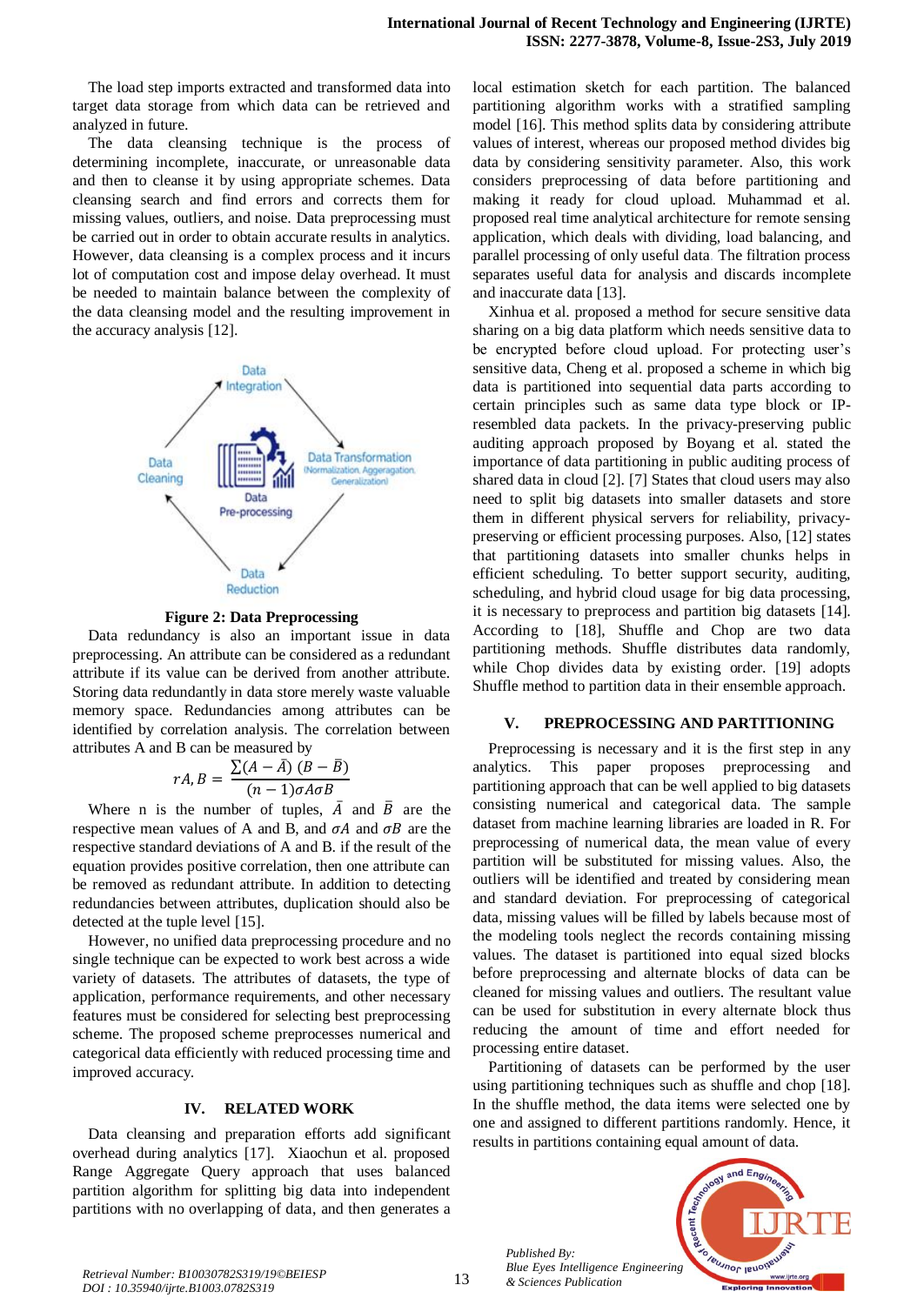The load step imports extracted and transformed data into target data storage from which data can be retrieved and analyzed in future.

The data cleansing technique is the process of determining incomplete, inaccurate, or unreasonable data and then to cleanse it by using appropriate schemes. Data cleansing search and find errors and corrects them for missing values, outliers, and noise. Data preprocessing must be carried out in order to obtain accurate results in analytics. However, data cleansing is a complex process and it incurs lot of computation cost and impose delay overhead. It must be needed to maintain balance between the complexity of the data cleansing model and the resulting improvement in the accuracy analysis [12].

**Figure 2: Data Preprocessing**

Data redundancy is also an important issue in data preprocessing. An attribute can be considered as a redundant attribute if its value can be derived from another attribute. Storing data redundantly in data store merely waste valuable memory space. Redundancies among attributes can be identified by correlation analysis. The correlation between attributes A and B can be measured by

$$rA, B = \frac{\sum(A - \bar{A})\,(B - \bar{B})}{(n-1)\sigma A \sigma B}$$

Where n is the number of tuples, $\bar{A}$ and $\bar{B}$ are the respective mean values of A and B, and $\sigma A$ and $\sigma B$ are the respective standard deviations of A and B. if the result of the equation provides positive correlation, then one attribute can be removed as redundant attribute. In addition to detecting redundancies between attributes, duplication should also be detected at the tuple level [15].

However, no unified data preprocessing procedure and no single technique can be expected to work best across a wide variety of datasets. The attributes of datasets, the type of application, performance requirements, and other necessary features must be considered for selecting best preprocessing scheme. The proposed scheme preprocesses numerical and categorical data efficiently with reduced processing time and improved accuracy.

## IV. RELATED WORK

Data cleansing and preparation efforts add significant overhead during analytics [17]. Xiaochun et al. proposed Range Aggregate Query approach that uses balanced partition algorithm for splitting big data into independent partitions with no overlapping of data, and then generates a local estimation sketch for each partition. The balanced partitioning algorithm works with a stratified sampling model [16]. This method splits data by considering attribute values of interest, whereas our proposed method divides big data by considering sensitivity parameter. Also, this work considers preprocessing of data before partitioning and making it ready for cloud upload. Muhammad et al. proposed real time analytical architecture for remote sensing application, which deals with dividing, load balancing, and parallel processing of only useful data. The filtration process separates useful data for analysis and discards incomplete and inaccurate data [13].

Xinhua et al. proposed a method for secure sensitive data sharing on a big data platform which needs sensitive data to be encrypted before cloud upload. For protecting user's sensitive data, Cheng et al. proposed a scheme in which big data is partitioned into sequential data parts according to certain principles such as same data type block or IP-resembled data packets. In the privacy-preserving public auditing approach proposed by Boyang et al. stated the importance of data partitioning in public auditing process of shared data in cloud [2]. [7] States that cloud users may also need to split big datasets into smaller datasets and store them in different physical servers for reliability, privacy-preserving or efficient processing purposes. Also, [12] states that partitioning datasets into smaller chunks helps in efficient scheduling. To better support security, auditing, scheduling, and hybrid cloud usage for big data processing, it is necessary to preprocess and partition big datasets [14]. According to [18], Shuffle and Chop are two data partitioning methods. Shuffle distributes data randomly, while Chop divides data by existing order. [19] adopts Shuffle method to partition data in their ensemble approach.

## V. PREPROCESSING AND PARTITIONING

Preprocessing is necessary and it is the first step in any analytics. This paper proposes preprocessing and partitioning approach that can be well applied to big datasets consisting numerical and categorical data. The sample dataset from machine learning libraries are loaded in R. For preprocessing of numerical data, the mean value of every partition will be substituted for missing values. Also, the outliers will be identified and treated by considering mean and standard deviation. For preprocessing of categorical data, missing values will be filled by labels because most of the modeling tools neglect the records containing missing values. The dataset is partitioned into equal sized blocks before preprocessing and alternate blocks of data can be cleaned for missing values and outliers. The resultant value can be used for substitution in every alternate block thus reducing the amount of time and effort needed for processing entire dataset.

Partitioning of datasets can be performed by the user using partitioning techniques such as shuffle and chop [18]. In the shuffle method, the data items were selected one by one and assigned to different partitions randomly. Hence, it results in partitions containing equal amount of data.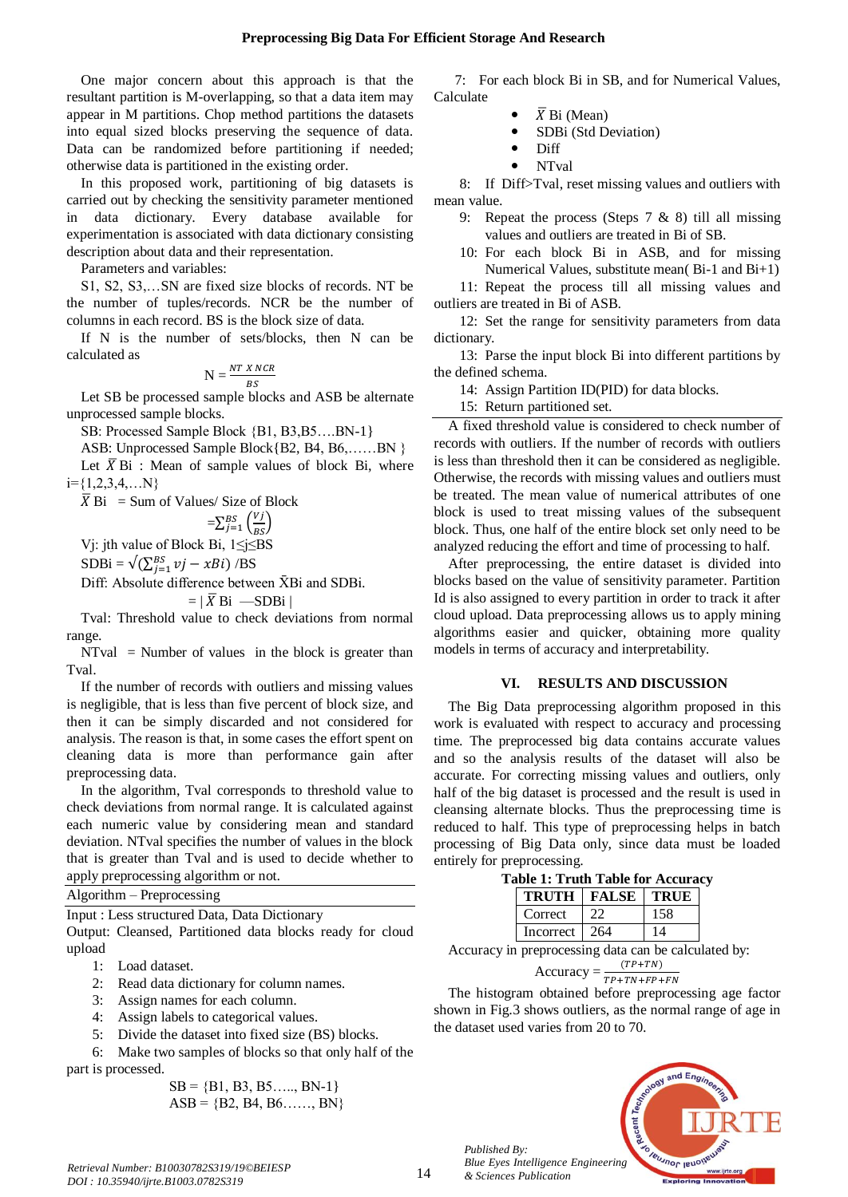One major concern about this approach is that the resultant partition is M-overlapping, so that a data item may appear in M partitions. Chop method partitions the datasets into equal sized blocks preserving the sequence of data. Data can be randomized before partitioning if needed; otherwise data is partitioned in the existing order.

In this proposed work, partitioning of big datasets is carried out by checking the sensitivity parameter mentioned in data dictionary. Every database available for experimentation is associated with data dictionary consisting description about data and their representation.

Parameters and variables:

S1, S2, S3,…SN are fixed size blocks of records. NT be the number of tuples/records. NCR be the number of columns in each record. BS is the block size of data.

If N is the number of sets/blocks, then N can be calculated as

$$N = \frac{NT \times NCR}{BS}$$

Let SB be processed sample blocks and ASB be alternate unprocessed sample blocks.

SB: Processed Sample Block {B1, B3,B5….BN-1}

ASB: Unprocessed Sample Block{B2, B4, B6,……BN }

Let $\bar{X}$ Bi : Mean of sample values of block Bi, where i={1,2,3,4,…N}

$\bar{X}$ Bi = Sum of Values/ Size of Block

$$= \sum_{j=1}^{BS} \left(\frac{Vj}{BS}\right)$$

Vj: jth value of Block Bi, $1 \leq j \leq BS$

$$SDBi = \sqrt{(\sum_{j=1}^{BS} vj - xBi)} \; /BS$$

Diff: Absolute difference between $\bar{X}$Bi and SDBi.

$$= | \bar{X} \text{ Bi } — \text{SDBi} |$$

Tval: Threshold value to check deviations from normal range.

NTval = Number of values in the block is greater than Tval.

If the number of records with outliers and missing values is negligible, that is less than five percent of block size, and then it can be simply discarded and not considered for analysis. The reason is that, in some cases the effort spent on cleaning data is more than performance gain after preprocessing data.

In the algorithm, Tval corresponds to threshold value to check deviations from normal range. It is calculated against each numeric value by considering mean and standard deviation. NTval specifies the number of values in the block that is greater than Tval and is used to decide whether to apply preprocessing algorithm or not.

---

Algorithm – Preprocessing

---

Input : Less structured Data, Data Dictionary

Output: Cleansed, Partitioned data blocks ready for cloud upload

1: Load dataset.
2: Read data dictionary for column names.
3: Assign names for each column.
4: Assign labels to categorical values.
5: Divide the dataset into fixed size (BS) blocks.
6: Make two samples of blocks so that only half of the part is processed.

SB = {B1, B3, B5….., BN-1}
ASB = {B2, B4, B6……, BN}

7: For each block Bi in SB, and for Numerical Values, Calculate

- $\bar{X}$ Bi (Mean)
- SDBi (Std Deviation)
- Diff
- NTval

8: If Diff>Tval, reset missing values and outliers with mean value.

9: Repeat the process (Steps 7 & 8) till all missing values and outliers are treated in Bi of SB.

10: For each block Bi in ASB, and for missing Numerical Values, substitute mean( Bi-1 and Bi+1)

11: Repeat the process till all missing values and outliers are treated in Bi of ASB.

12: Set the range for sensitivity parameters from data dictionary.

13: Parse the input block Bi into different partitions by the defined schema.

14: Assign Partition ID(PID) for data blocks.

15: Return partitioned set.

---

A fixed threshold value is considered to check number of records with outliers. If the number of records with outliers is less than threshold then it can be considered as negligible. Otherwise, the records with missing values and outliers must be treated. The mean value of numerical attributes of one block is used to treat missing values of the subsequent block. Thus, one half of the entire block set only need to be analyzed reducing the effort and time of processing to half.

After preprocessing, the entire dataset is divided into blocks based on the value of sensitivity parameter. Partition Id is also assigned to every partition in order to track it after cloud upload. Data preprocessing allows us to apply mining algorithms easier and quicker, obtaining more quality models in terms of accuracy and interpretability.

## VI. RESULTS AND DISCUSSION

The Big Data preprocessing algorithm proposed in this work is evaluated with respect to accuracy and processing time. The preprocessed big data contains accurate values and so the analysis results of the dataset will also be accurate. For correcting missing values and outliers, only half of the big dataset is processed and the result is used in cleansing alternate blocks. Thus the preprocessing time is reduced to half. This type of preprocessing helps in batch processing of Big Data only, since data must be loaded entirely for preprocessing.

**Table 1: Truth Table for Accuracy**

| TRUTH | FALSE | TRUE |
|---|---|---|
| Correct | 22 | 158 |
| Incorrect | 264 | 14 |

Accuracy in preprocessing data can be calculated by:

$$\text{Accuracy} = \frac{(TP+TN)}{TP+TN+FP+FN}$$

The histogram obtained before preprocessing age factor shown in Fig.3 shows outliers, as the normal range of age in the dataset used varies from 20 to 70.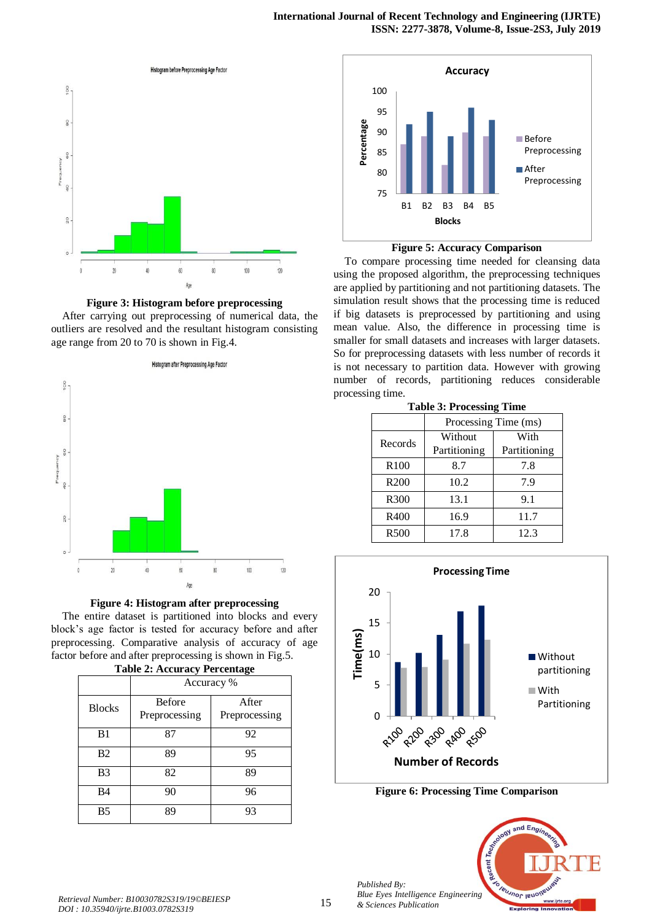Figure 3: Histogram before preprocessing

After carrying out preprocessing of numerical data, the outliers are resolved and the resultant histogram consisting age range from 20 to 70 is shown in Fig.4.

Figure 4: Histogram after preprocessing

The entire dataset is partitioned into blocks and every block's age factor is tested for accuracy before and after preprocessing. Comparative analysis of accuracy of age factor before and after preprocessing is shown in Fig.5.

**Table 2: Accuracy Percentage**

| Blocks | Accuracy % | |
|---|---|---|
| | Before Preprocessing | After Preprocessing |
| B1 | 87 | 92 |
| B2 | 89 | 95 |
| B3 | 82 | 89 |
| B4 | 90 | 96 |
| B5 | 89 | 93 |

Figure 5: Accuracy Comparison

To compare processing time needed for cleansing data using the proposed algorithm, the preprocessing techniques are applied by partitioning and not partitioning datasets. The simulation result shows that the processing time is reduced if big datasets is preprocessed by partitioning and using mean value. Also, the difference in processing time is smaller for small datasets and increases with larger datasets. So for preprocessing datasets with less number of records it is not necessary to partition data. However with growing number of records, partitioning reduces considerable processing time.

**Table 3: Processing Time**

| Records | Processing Time (ms) | |
|---|---|---|
| | Without Partitioning | With Partitioning |
| R100 | 8.7 | 7.8 |
| R200 | 10.2 | 7.9 |
| R300 | 13.1 | 9.1 |
| R400 | 16.9 | 11.7 |
| R500 | 17.8 | 12.3 |

Figure 6: Processing Time Comparison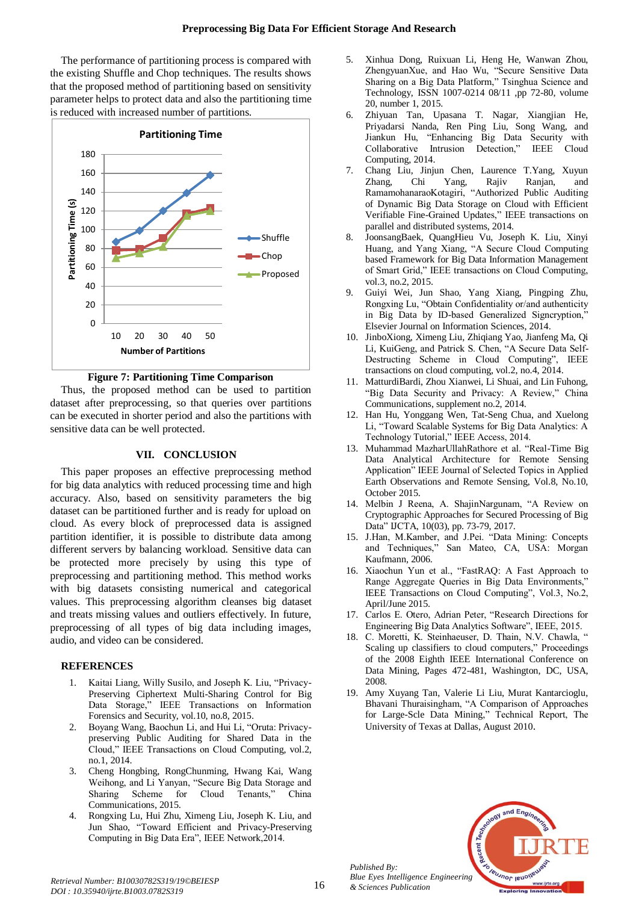The performance of partitioning process is compared with the existing Shuffle and Chop techniques. The results shows that the proposed method of partitioning based on sensitivity parameter helps to protect data and also the partitioning time is reduced with increased number of partitions.

Partitioning Time

Partitioning Time (s)

180
160
140
120
100
80
60
40
20
0

10 20 30 40 50

Number of Partitions

Shuffle
Chop
Proposed

**Figure 7: Partitioning Time Comparison**

Thus, the proposed method can be used to partition dataset after preprocessing, so that queries over partitions can be executed in shorter period and also the partitions with sensitive data can be well protected.

## VII. CONCLUSION

This paper proposes an effective preprocessing method for big data analytics with reduced processing time and high accuracy. Also, based on sensitivity parameters the big dataset can be partitioned further and is ready for upload on cloud. As every block of preprocessed data is assigned partition identifier, it is possible to distribute data among different servers by balancing workload. Sensitive data can be protected more precisely by using this type of preprocessing and partitioning method. This method works with big datasets consisting numerical and categorical values. This preprocessing algorithm cleanses big dataset and treats missing values and outliers effectively. In future, preprocessing of all types of big data including images, audio, and video can be considered.

## REFERENCES

1. Kaitai Liang, Willy Susilo, and Joseph K. Liu, "Privacy-Preserving Ciphertext Multi-Sharing Control for Big Data Storage," IEEE Transactions on Information Forensics and Security, vol.10, no.8, 2015.
2. Boyang Wang, Baochun Li, and Hui Li, "Oruta: Privacy-preserving Public Auditing for Shared Data in the Cloud," IEEE Transactions on Cloud Computing, vol.2, no.1, 2014.
3. Cheng Hongbing, RongChunming, Hwang Kai, Wang Weihong, and Li Yanyan, "Secure Big Data Storage and Sharing Scheme for Cloud Tenants," China Communications, 2015.
4. Rongxing Lu, Hui Zhu, Ximeng Liu, Joseph K. Liu, and Jun Shao, "Toward Efficient and Privacy-Preserving Computing in Big Data Era", IEEE Network,2014.
5. Xinhua Dong, Ruixuan Li, Heng He, Wanwan Zhou, ZhengyuanXue, and Hao Wu, "Secure Sensitive Data Sharing on a Big Data Platform," Tsinghua Science and Technology, ISSN 1007-0214 08/11 ,pp 72-80, volume 20, number 1, 2015.
6. Zhiyuan Tan, Upasana T. Nagar, Xiangjian He, Priyadarsi Nanda, Ren Ping Liu, Song Wang, and Jiankun Hu, "Enhancing Big Data Security with Collaborative Intrusion Detection," IEEE Cloud Computing, 2014.
7. Chang Liu, Jinjun Chen, Laurence T.Yang, Xuyun Zhang, Chi Yang, Rajiv Ranjan, and RamamohanaraoKotagiri, "Authorized Public Auditing of Dynamic Big Data Storage on Cloud with Efficient Verifiable Fine-Grained Updates," IEEE transactions on parallel and distributed systems, 2014.
8. JoonsangBaek, QuangHieu Vu, Joseph K. Liu, Xinyi Huang, and Yang Xiang, "A Secure Cloud Computing based Framework for Big Data Information Management of Smart Grid," IEEE transactions on Cloud Computing, vol.3, no.2, 2015.
9. Guiyi Wei, Jun Shao, Yang Xiang, Pingping Zhu, Rongxing Lu, "Obtain Confidentiality or/and authenticity in Big Data by ID-based Generalized Signcryption," Elsevier Journal on Information Sciences, 2014.
10. JinboXiong, Ximeng Liu, Zhiqiang Yao, Jianfeng Ma, Qi Li, KuiGeng, and Patrick S. Chen, "A Secure Data Self-Destructing Scheme in Cloud Computing", IEEE transactions on cloud computing, vol.2, no.4, 2014.
11. MatturdiBardi, Zhou Xianwei, Li Shuai, and Lin Fuhong, "Big Data Security and Privacy: A Review," China Communications, supplement no.2, 2014.
12. Han Hu, Yonggang Wen, Tat-Seng Chua, and Xuelong Li, "Toward Scalable Systems for Big Data Analytics: A Technology Tutorial," IEEE Access, 2014.
13. Muhammad MazharUllahRathore et al. "Real-Time Big Data Analytical Architecture for Remote Sensing Application" IEEE Journal of Selected Topics in Applied Earth Observations and Remote Sensing, Vol.8, No.10, October 2015.
14. Melbin J Reena, A. ShajinNargunam, "A Review on Cryptographic Approaches for Secured Processing of Big Data" IJCTA, 10(03), pp. 73-79, 2017.
15. J.Han, M.Kamber, and J.Pei. "Data Mining: Concepts and Techniques," San Mateo, CA, USA: Morgan Kaufmann, 2006.
16. Xiaochun Yun et al., "FastRAQ: A Fast Approach to Range Aggregate Queries in Big Data Environments," IEEE Transactions on Cloud Computing", Vol.3, No.2, April/June 2015.
17. Carlos E. Otero, Adrian Peter, "Research Directions for Engineering Big Data Analytics Software", IEEE, 2015.
18. C. Moretti, K. Steinhaeuser, D. Thain, N.V. Chawla, " Scaling up classifiers to cloud computers," Proceedings of the 2008 Eighth IEEE International Conference on Data Mining, Pages 472-481, Washington, DC, USA, 2008.
19. Amy Xuyang Tan, Valerie Li Liu, Murat Kantarcioglu, Bhavani Thuraisingham, "A Comparison of Approaches for Large-Scle Data Mining," Technical Report, The University of Texas at Dallas, August 2010.